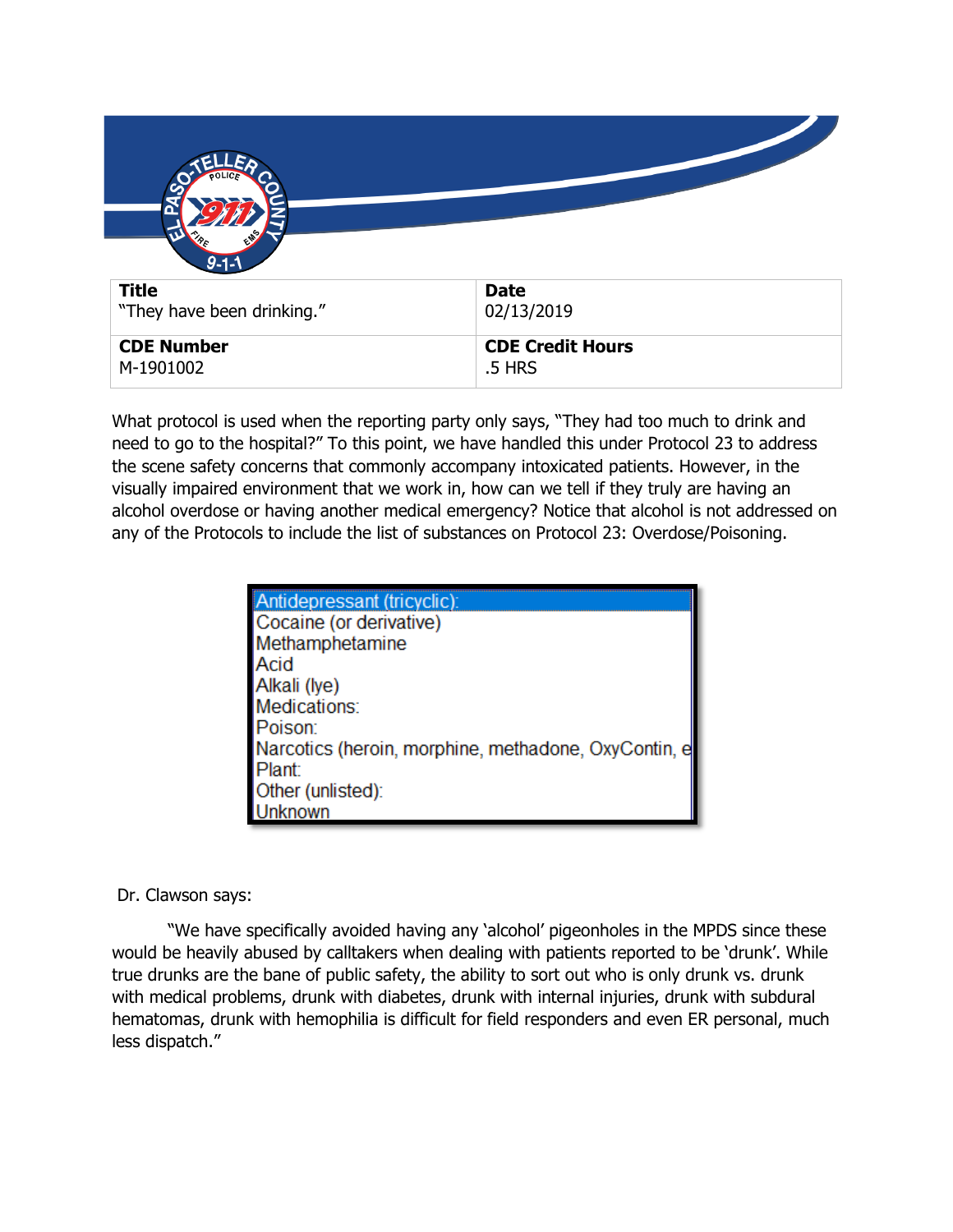| **Title** | **Date** |
| --- | --- |
| "They have been drinking." | 02/13/2019 |
| **CDE Number** | **CDE Credit Hours** |
| M-1901002 | .5 HRS |

What protocol is used when the reporting party only says, "They had too much to drink and need to go to the hospital?" To this point, we have handled this under Protocol 23 to address the scene safety concerns that commonly accompany intoxicated patients. However, in the visually impaired environment that we work in, how can we tell if they truly are having an alcohol overdose or having another medical emergency? Notice that alcohol is not addressed on any of the Protocols to include the list of substances on Protocol 23: Overdose/Poisoning.

- Antidepressant (tricyclic):
- Cocaine (or derivative)
- Methamphetamine
- Acid
- Alkali (lye)
- Medications:
- Poison:
- Narcotics (heroin, morphine, methadone, OxyContin, e
- Plant:
- Other (unlisted):
- Unknown

Dr. Clawson says:

"We have specifically avoided having any 'alcohol' pigeonholes in the MPDS since these would be heavily abused by calltakers when dealing with patients reported to be 'drunk'. While true drunks are the bane of public safety, the ability to sort out who is only drunk vs. drunk with medical problems, drunk with diabetes, drunk with internal injuries, drunk with subdural hematomas, drunk with hemophilia is difficult for field responders and even ER personal, much less dispatch."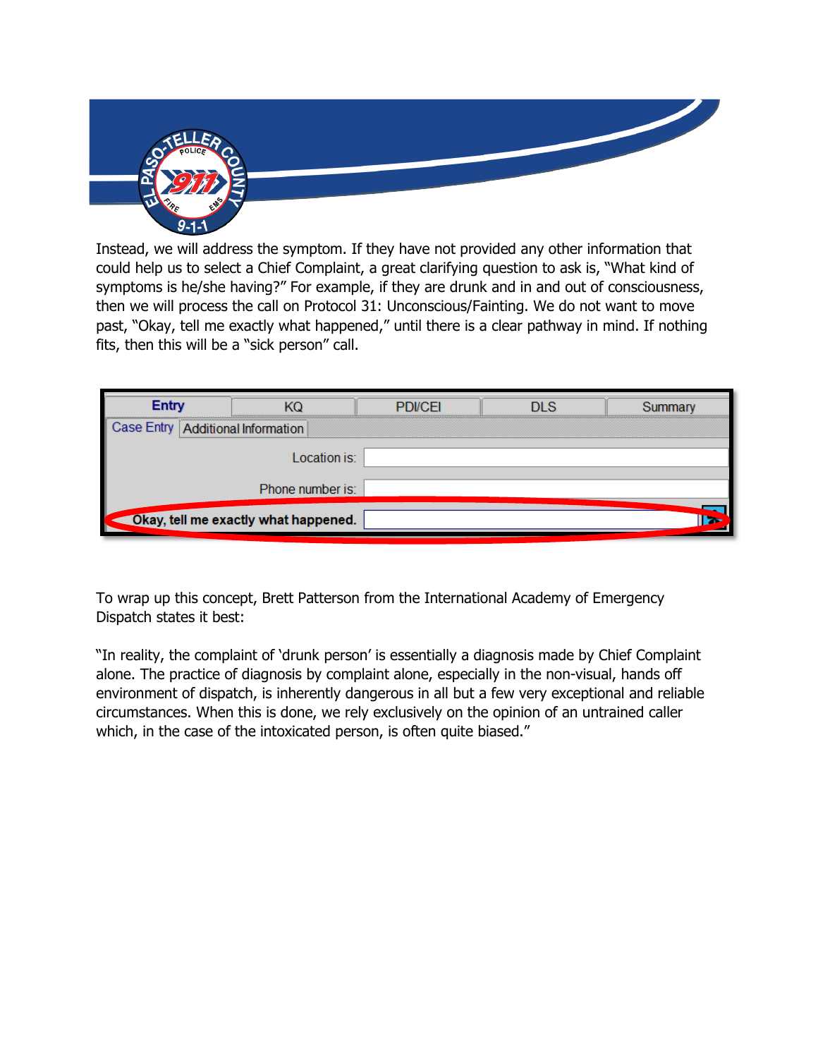Instead, we will address the symptom. If they have not provided any other information that could help us to select a Chief Complaint, a great clarifying question to ask is, "What kind of symptoms is he/she having?" For example, if they are drunk and in and out of consciousness, then we will process the call on Protocol 31: Unconscious/Fainting. We do not want to move past, "Okay, tell me exactly what happened," until there is a clear pathway in mind. If nothing fits, then this will be a "sick person" call.

To wrap up this concept, Brett Patterson from the International Academy of Emergency Dispatch states it best:

"In reality, the complaint of 'drunk person' is essentially a diagnosis made by Chief Complaint alone. The practice of diagnosis by complaint alone, especially in the non-visual, hands off environment of dispatch, is inherently dangerous in all but a few very exceptional and reliable circumstances. When this is done, we rely exclusively on the opinion of an untrained caller which, in the case of the intoxicated person, is often quite biased."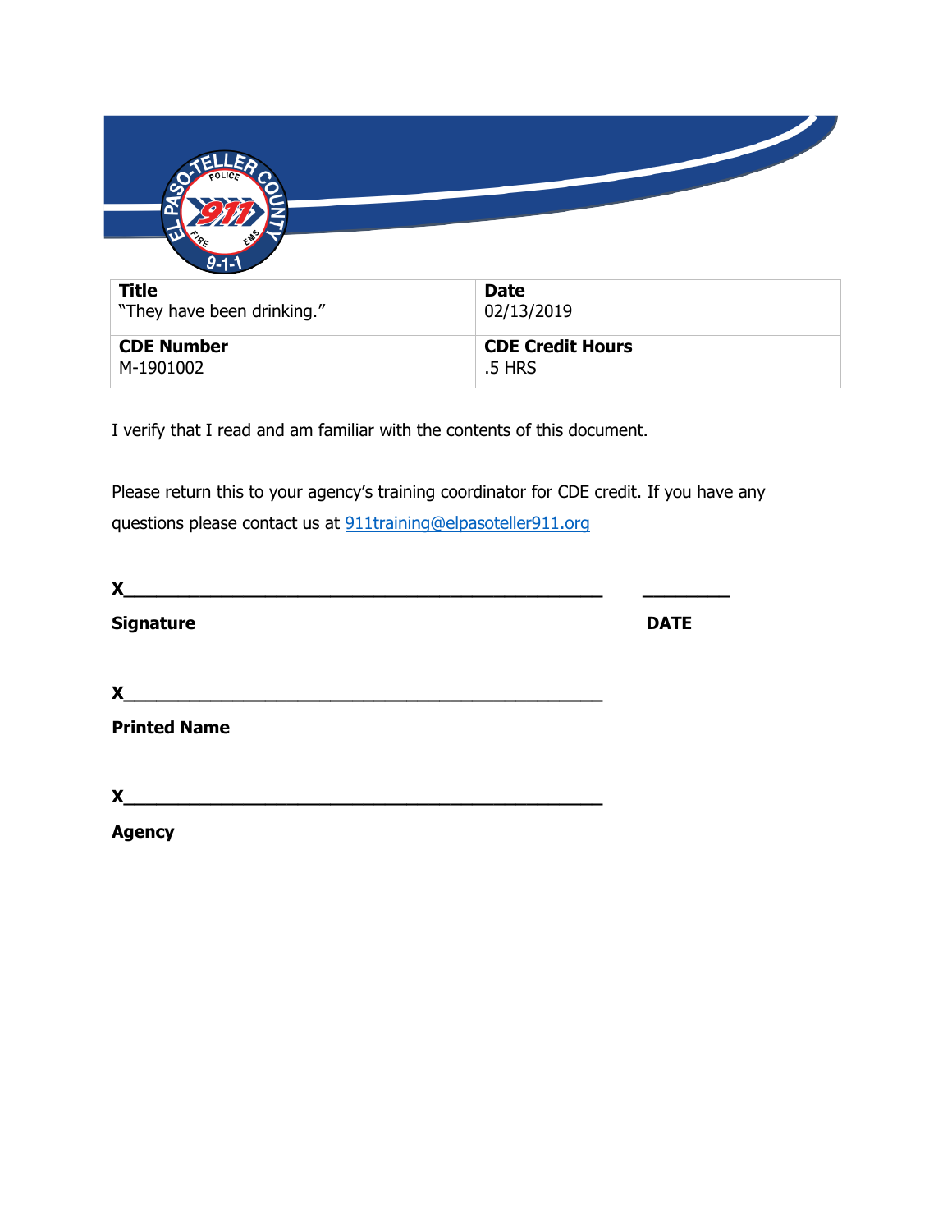| | |
|---|---|
| **Title**<br>"They have been drinking." | **Date**<br>02/13/2019 |
| **CDE Number**<br>M-1901002 | **CDE Credit Hours**<br>.5 HRS |

I verify that I read and am familiar with the contents of this document.

Please return this to your agency's training coordinator for CDE credit. If you have any questions please contact us at 911training@elpasoteller911.org

**X**_______________________________________________ ________

**Signature** **DATE**

**X**_______________________________________________

**Printed Name**

**X**_______________________________________________

**Agency**